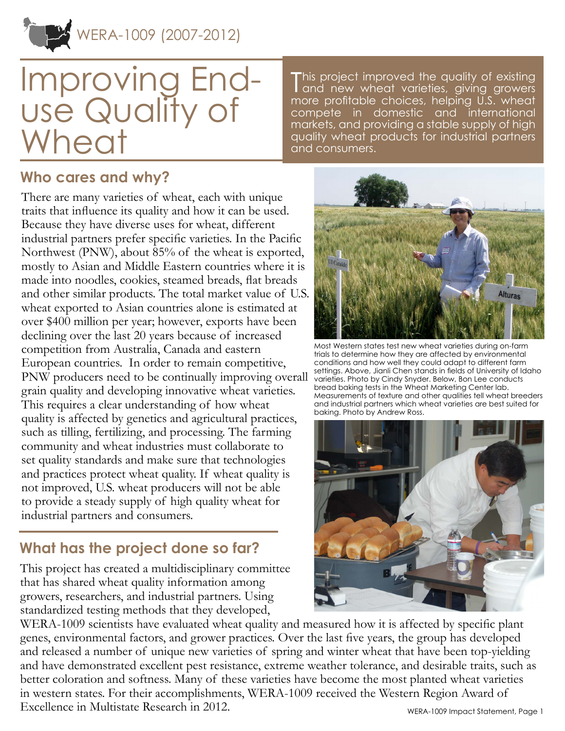WERA-1009 (2007-2012)

# Improving End-use Quality of Wheat

This project improved the quality of existing and new wheat varieties, giving growers more profitable choices, helping U.S. wheat compete in domestic and international markets, and providing a stable supply of high quality wheat products for industrial partners and consumers.

## Who cares and why?

There are many varieties of wheat, each with unique traits that influence its quality and how it can be used. Because they have diverse uses for wheat, different industrial partners prefer specific varieties. In the Pacific Northwest (PNW), about 85% of the wheat is exported, mostly to Asian and Middle Eastern countries where it is made into noodles, cookies, steamed breads, flat breads and other similar products. The total market value of U.S. wheat exported to Asian countries alone is estimated at over $400 million per year; however, exports have been declining over the last 20 years because of increased competition from Australia, Canada and eastern European countries. In order to remain competitive, PNW producers need to be continually improving overall grain quality and developing innovative wheat varieties. This requires a clear understanding of how wheat quality is affected by genetics and agricultural practices, such as tilling, fertilizing, and processing. The farming community and wheat industries must collaborate to set quality standards and make sure that technologies and practices protect wheat quality. If wheat quality is not improved, U.S. wheat producers will not be able to provide a steady supply of high quality wheat for industrial partners and consumers.

Most Western states test new wheat varieties during on-farm trials to determine how they are affected by environmental conditions and how well they could adapt to different farm settings. Above, Jianli Chen stands in fields of University of Idaho varieties. Photo by Cindy Snyder. Below, Bon Lee conducts bread baking tests in the Wheat Marketing Center lab. Measurements of texture and other qualities tell wheat breeders and industrial partners which wheat varieties are best suited for baking. Photo by Andrew Ross.

## What has the project done so far?

This project has created a multidisciplinary committee that has shared wheat quality information among growers, researchers, and industrial partners. Using standardized testing methods that they developed, WERA-1009 scientists have evaluated wheat quality and measured how it is affected by specific plant genes, environmental factors, and grower practices. Over the last five years, the group has developed and released a number of unique new varieties of spring and winter wheat that have been top-yielding and have demonstrated excellent pest resistance, extreme weather tolerance, and desirable traits, such as better coloration and softness. Many of these varieties have become the most planted wheat varieties in western states. For their accomplishments, WERA-1009 received the Western Region Award of Excellence in Multistate Research in 2012.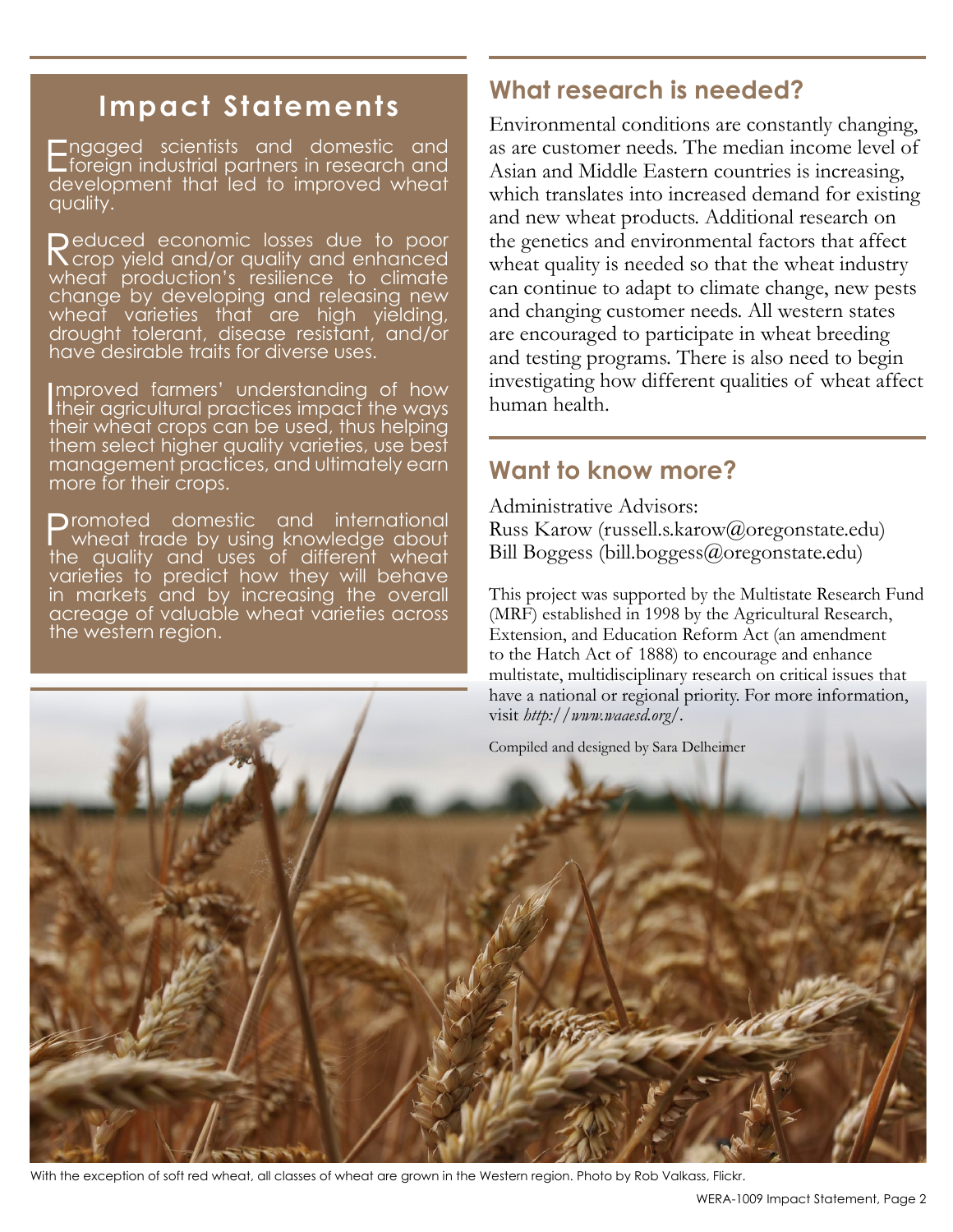## Impact Statements

Engaged scientists and domestic and foreign industrial partners in research and development that led to improved wheat quality.

Reduced economic losses due to poor crop yield and/or quality and enhanced wheat production's resilience to climate change by developing and releasing new wheat varieties that are high yielding, drought tolerant, disease resistant, and/or have desirable traits for diverse uses.

Improved farmers' understanding of how their agricultural practices impact the ways their wheat crops can be used, thus helping them select higher quality varieties, use best management practices, and ultimately earn more for their crops.

Promoted domestic and international wheat trade by using knowledge about the quality and uses of different wheat varieties to predict how they will behave in markets and by increasing the overall acreage of valuable wheat varieties across the western region.

## What research is needed?

Environmental conditions are constantly changing, as are customer needs. The median income level of Asian and Middle Eastern countries is increasing, which translates into increased demand for existing and new wheat products. Additional research on the genetics and environmental factors that affect wheat quality is needed so that the wheat industry can continue to adapt to climate change, new pests and changing customer needs. All western states are encouraged to participate in wheat breeding and testing programs. There is also need to begin investigating how different qualities of wheat affect human health.

## Want to know more?

Administrative Advisors:
Russ Karow (russell.s.karow@oregonstate.edu)
Bill Boggess (bill.boggess@oregonstate.edu)

This project was supported by the Multistate Research Fund (MRF) established in 1998 by the Agricultural Research, Extension, and Education Reform Act (an amendment to the Hatch Act of 1888) to encourage and enhance multistate, multidisciplinary research on critical issues that have a national or regional priority. For more information, visit *http://www.waaesd.org/*.

Compiled and designed by Sara Delheimer

With the exception of soft red wheat, all classes of wheat are grown in the Western region. Photo by Rob Valkass, Flickr.